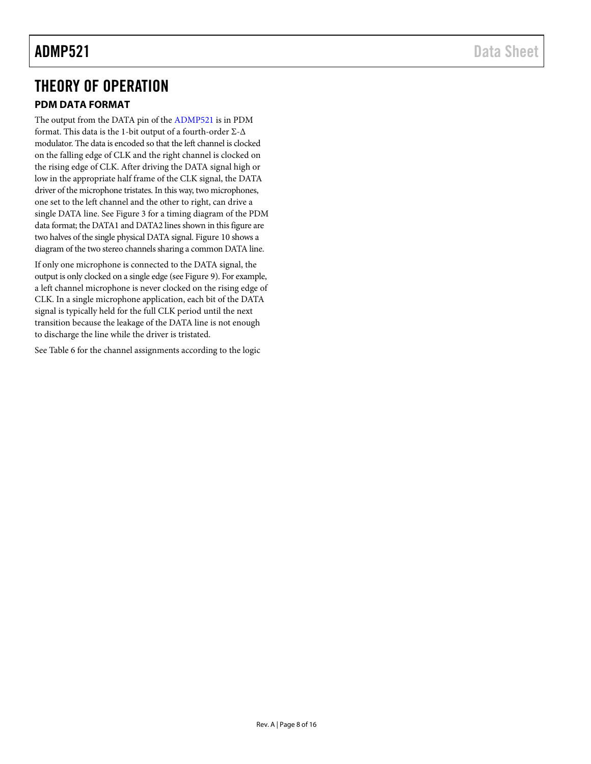# THEORY OF OPERATION

## PDM DATA FORMAT

The output from the DATA pin of the ADMP521 is in PDM format. This data is the 1-bit output of a fourth-order Σ-Δ modulator. The data is encoded so that the left channel is clocked on the falling edge of CLK and the right channel is clocked on the rising edge of CLK. After driving the DATA signal high or low in the appropriate half frame of the CLK signal, the DATA driver of the microphone tristates. In this way, two microphones, one set to the left channel and the other to right, can drive a single DATA line. See Figure 3 for a timing diagram of the PDM data format; the DATA1 and DATA2 lines shown in this figure are two halves of the single physical DATA signal. Figure 10 shows a diagram of the two stereo channels sharing a common DATA line.

If only one microphone is connected to the DATA signal, the output is only clocked on a single edge (see Figure 9). For example, a left channel microphone is never clocked on the rising edge of CLK. In a single microphone application, each bit of the DATA signal is typically held for the full CLK period until the next transition because the leakage of the DATA line is not enough to discharge the line while the driver is tristated.

See Table 6 for the channel assignments according to the logic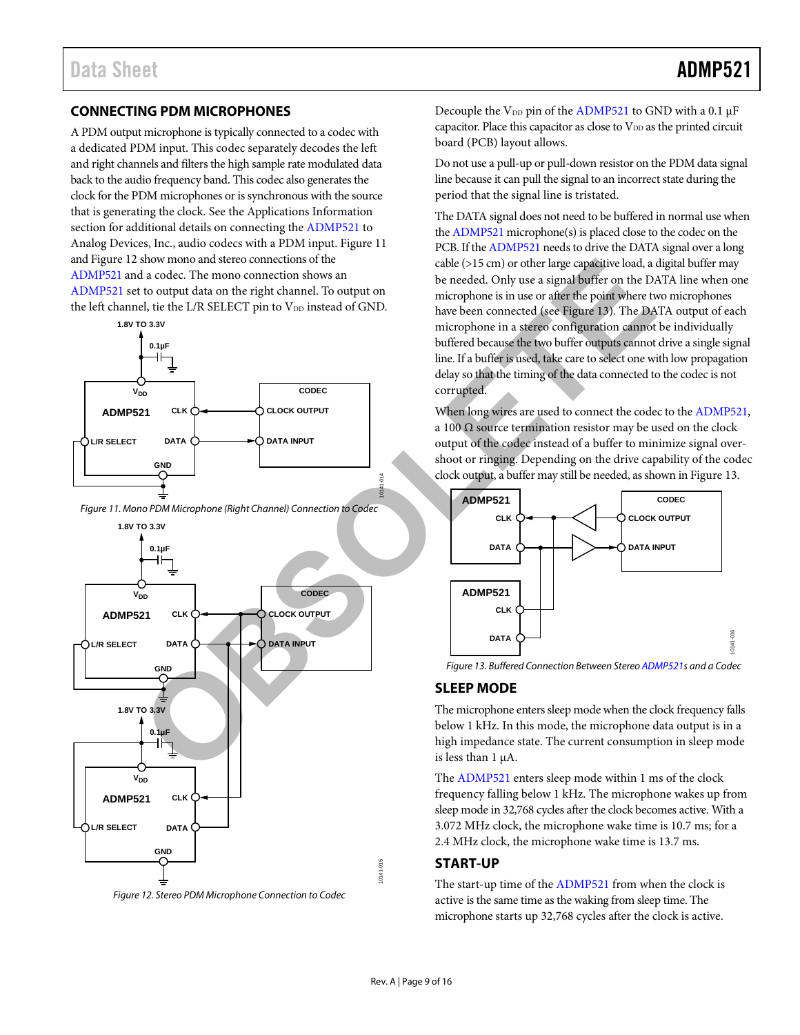## CONNECTING PDM MICROPHONES

A PDM output microphone is typically connected to a codec with a dedicated PDM input. This codec separately decodes the left and right channels and filters the high sample rate modulated data back to the audio frequency band. This codec also generates the clock for the PDM microphones or is synchronous with the source that is generating the clock. See the Applications Information section for additional details on connecting the ADMP521 to Analog Devices, Inc., audio codecs with a PDM input. Figure 11 and Figure 12 show mono and stereo connections of the ADMP521 and a codec. The mono connection shows an ADMP521 set to output data on the right channel. To output on the left channel, tie the L/R SELECT pin to $V_{DD}$ instead of GND.

*Figure 11. Mono PDM Microphone (Right Channel) Connection to Codec*

*Figure 12. Stereo PDM Microphone Connection to Codec*

Decouple the $V_{DD}$ pin of the ADMP521 to GND with a 0.1 µF capacitor. Place this capacitor as close to $V_{DD}$ as the printed circuit board (PCB) layout allows.

Do not use a pull-up or pull-down resistor on the PDM data signal line because it can pull the signal to an incorrect state during the period that the signal line is tristated.

The DATA signal does not need to be buffered in normal use when the ADMP521 microphone(s) is placed close to the codec on the PCB. If the ADMP521 needs to drive the DATA signal over a long cable (>15 cm) or other large capacitive load, a digital buffer may be needed. Only use a signal buffer on the DATA line when one microphone is in use or after the point where two microphones have been connected (see Figure 13). The DATA output of each microphone in a stereo configuration cannot be individually buffered because the two buffer outputs cannot drive a single signal line. If a buffer is used, take care to select one with low propagation delay so that the timing of the data connected to the codec is not corrupted.

When long wires are used to connect the codec to the ADMP521, a 100 Ω source termination resistor may be used on the clock output of the codec instead of a buffer to minimize signal overshoot or ringing. Depending on the drive capability of the codec clock output, a buffer may still be needed, as shown in Figure 13.

*Figure 13. Buffered Connection Between Stereo ADMP521s and a Codec*

## SLEEP MODE

The microphone enters sleep mode when the clock frequency falls below 1 kHz. In this mode, the microphone data output is in a high impedance state. The current consumption in sleep mode is less than 1 µA.

The ADMP521 enters sleep mode within 1 ms of the clock frequency falling below 1 kHz. The microphone wakes up from sleep mode in 32,768 cycles after the clock becomes active. With a 3.072 MHz clock, the microphone wake time is 10.7 ms; for a 2.4 MHz clock, the microphone wake time is 13.7 ms.

## START-UP

The start-up time of the ADMP521 from when the clock is active is the same time as the waking from sleep time. The microphone starts up 32,768 cycles after the clock is active.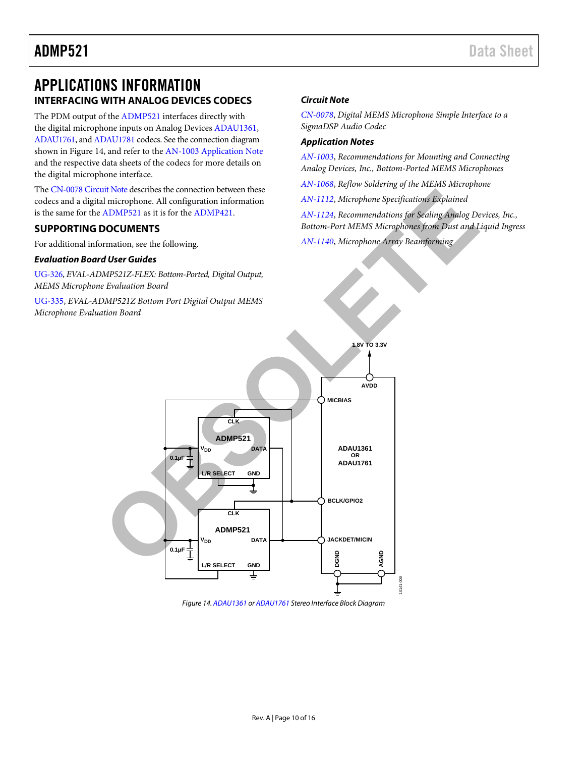# APPLICATIONS INFORMATION

## INTERFACING WITH ANALOG DEVICES CODECS

The PDM output of the ADMP521 interfaces directly with the digital microphone inputs on Analog Devices ADAU1361, ADAU1761, and ADAU1781 codecs. See the connection diagram shown in Figure 14, and refer to the AN-1003 Application Note and the respective data sheets of the codecs for more details on the digital microphone interface.

The CN-0078 Circuit Note describes the connection between these codecs and a digital microphone. All configuration information is the same for the ADMP521 as it is for the ADMP421.

## SUPPORTING DOCUMENTS

For additional information, see the following.

### *Evaluation Board User Guides*

UG-326, *EVAL-ADMP521Z-FLEX: Bottom-Ported, Digital Output, MEMS Microphone Evaluation Board*

UG-335, *EVAL-ADMP521Z Bottom Port Digital Output MEMS Microphone Evaluation Board*

### *Circuit Note*

CN-0078, *Digital MEMS Microphone Simple Interface to a SigmaDSP Audio Codec*

### *Application Notes*

AN-1003, *Recommendations for Mounting and Connecting Analog Devices, Inc., Bottom-Ported MEMS Microphones*

AN-1068, *Reflow Soldering of the MEMS Microphone*

AN-1112, *Microphone Specifications Explained*

AN-1124, *Recommendations for Sealing Analog Devices, Inc., Bottom-Port MEMS Microphones from Dust and Liquid Ingress*

AN-1140, *Microphone Array Beamforming*

Figure 14. ADAU1361 or ADAU1761 Stereo Interface Block Diagram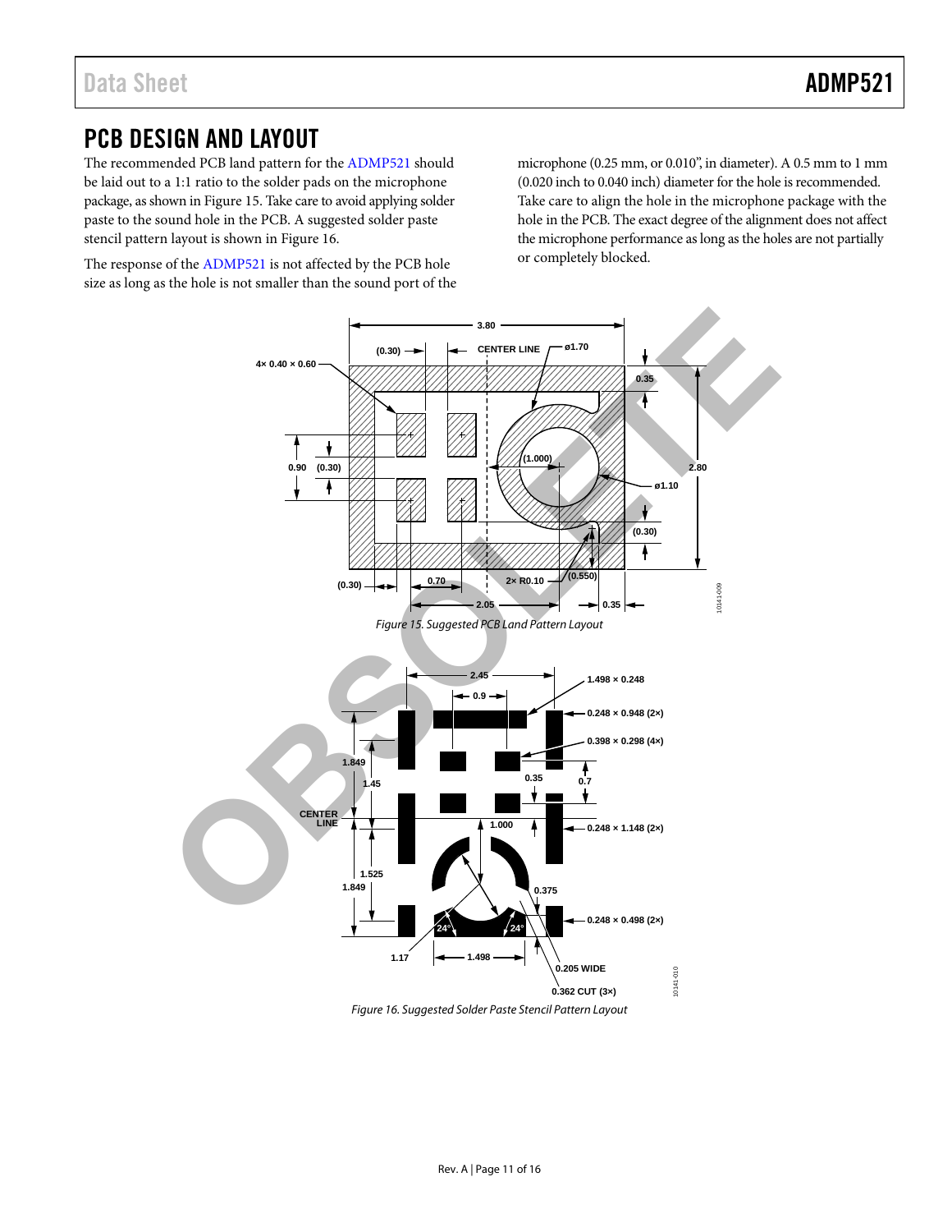## PCB DESIGN AND LAYOUT

The recommended PCB land pattern for the ADMP521 should be laid out to a 1:1 ratio to the solder pads on the microphone package, as shown in Figure 15. Take care to avoid applying solder paste to the sound hole in the PCB. A suggested solder paste stencil pattern layout is shown in Figure 16.

The response of the ADMP521 is not affected by the PCB hole size as long as the hole is not smaller than the sound port of the microphone (0.25 mm, or 0.010", in diameter). A 0.5 mm to 1 mm (0.020 inch to 0.040 inch) diameter for the hole is recommended. Take care to align the hole in the microphone package with the hole in the PCB. The exact degree of the alignment does not affect the microphone performance as long as the holes are not partially or completely blocked.

Figure 15. Suggested PCB Land Pattern Layout

Figure 16. Suggested Solder Paste Stencil Pattern Layout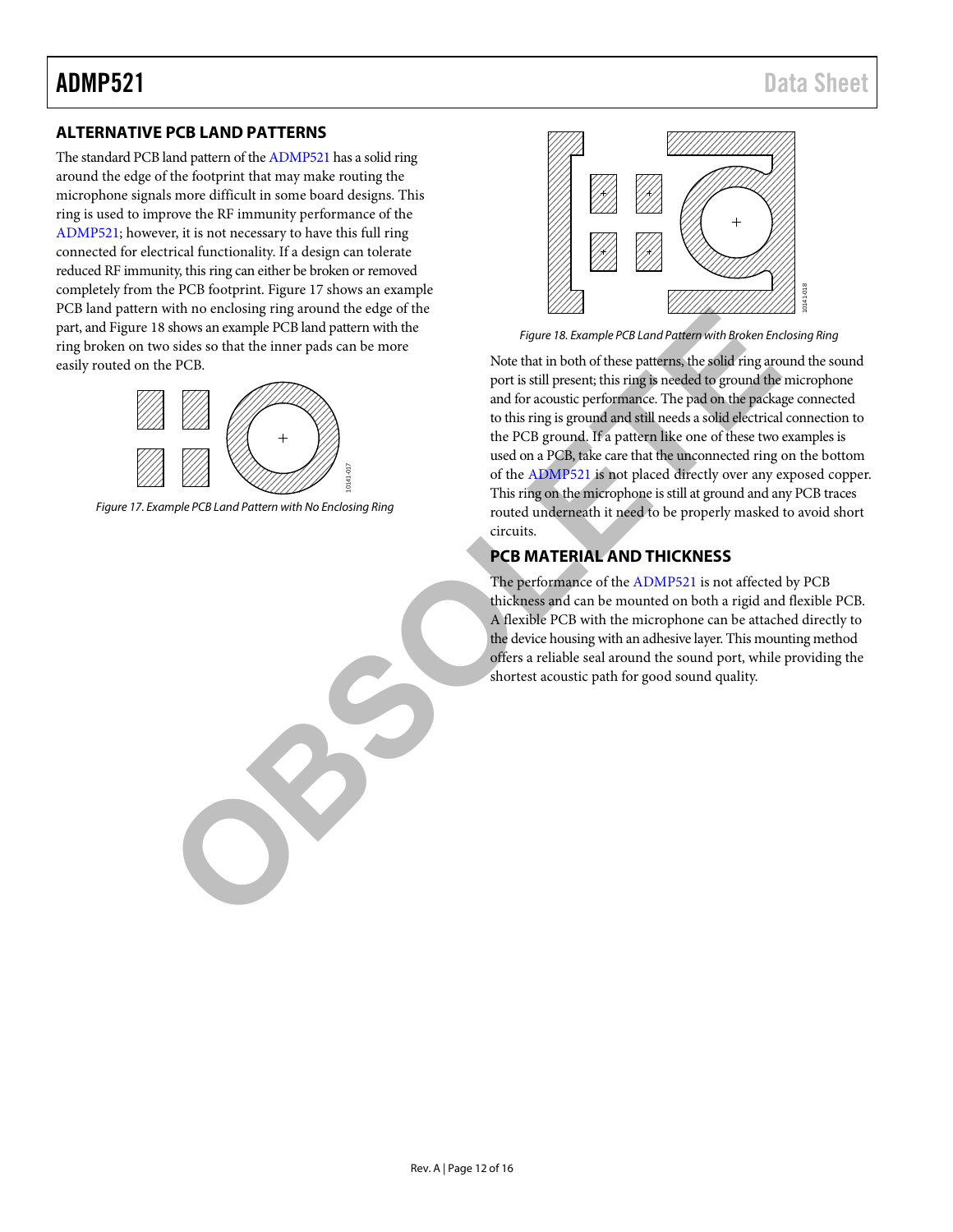## ALTERNATIVE PCB LAND PATTERNS

The standard PCB land pattern of the ADMP521 has a solid ring around the edge of the footprint that may make routing the microphone signals more difficult in some board designs. This ring is used to improve the RF immunity performance of the ADMP521; however, it is not necessary to have this full ring connected for electrical functionality. If a design can tolerate reduced RF immunity, this ring can either be broken or removed completely from the PCB footprint. Figure 17 shows an example PCB land pattern with no enclosing ring around the edge of the part, and Figure 18 shows an example PCB land pattern with the ring broken on two sides so that the inner pads can be more easily routed on the PCB.

Figure 17. Example PCB Land Pattern with No Enclosing Ring

Figure 18. Example PCB Land Pattern with Broken Enclosing Ring

Note that in both of these patterns, the solid ring around the sound port is still present; this ring is needed to ground the microphone and for acoustic performance. The pad on the package connected to this ring is ground and still needs a solid electrical connection to the PCB ground. If a pattern like one of these two examples is used on a PCB, take care that the unconnected ring on the bottom of the ADMP521 is not placed directly over any exposed copper. This ring on the microphone is still at ground and any PCB traces routed underneath it need to be properly masked to avoid short circuits.

## PCB MATERIAL AND THICKNESS

The performance of the ADMP521 is not affected by PCB thickness and can be mounted on both a rigid and flexible PCB. A flexible PCB with the microphone can be attached directly to the device housing with an adhesive layer. This mounting method offers a reliable seal around the sound port, while providing the shortest acoustic path for good sound quality.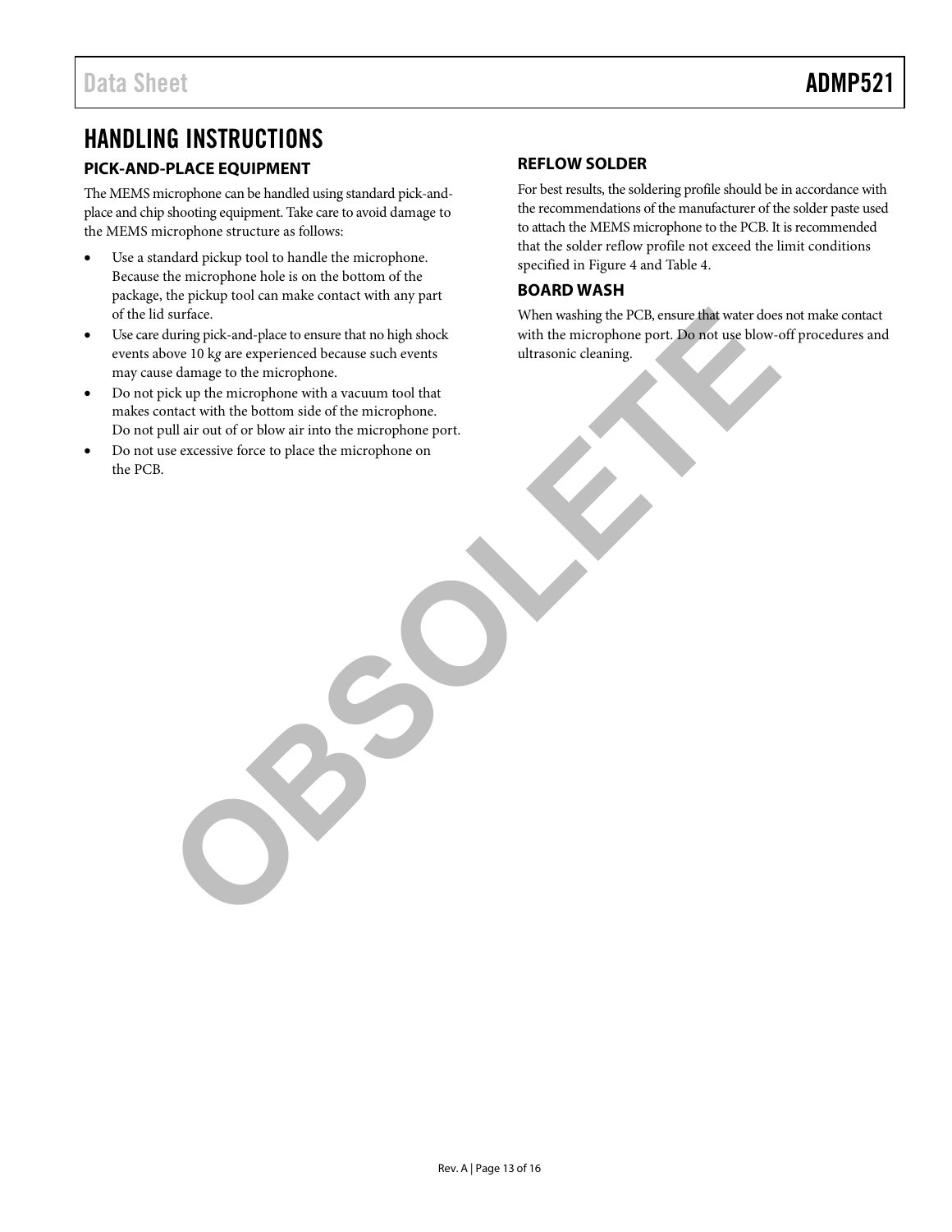# HANDLING INSTRUCTIONS

## PICK-AND-PLACE EQUIPMENT

The MEMS microphone can be handled using standard pick-and-place and chip shooting equipment. Take care to avoid damage to the MEMS microphone structure as follows:

- Use a standard pickup tool to handle the microphone. Because the microphone hole is on the bottom of the package, the pickup tool can make contact with any part of the lid surface.
- Use care during pick-and-place to ensure that no high shock events above 10 k*g* are experienced because such events may cause damage to the microphone.
- Do not pick up the microphone with a vacuum tool that makes contact with the bottom side of the microphone. Do not pull air out of or blow air into the microphone port.
- Do not use excessive force to place the microphone on the PCB.

## REFLOW SOLDER

For best results, the soldering profile should be in accordance with the recommendations of the manufacturer of the solder paste used to attach the MEMS microphone to the PCB. It is recommended that the solder reflow profile not exceed the limit conditions specified in Figure 4 and Table 4.

## BOARD WASH

When washing the PCB, ensure that water does not make contact with the microphone port. Do not use blow-off procedures and ultrasonic cleaning.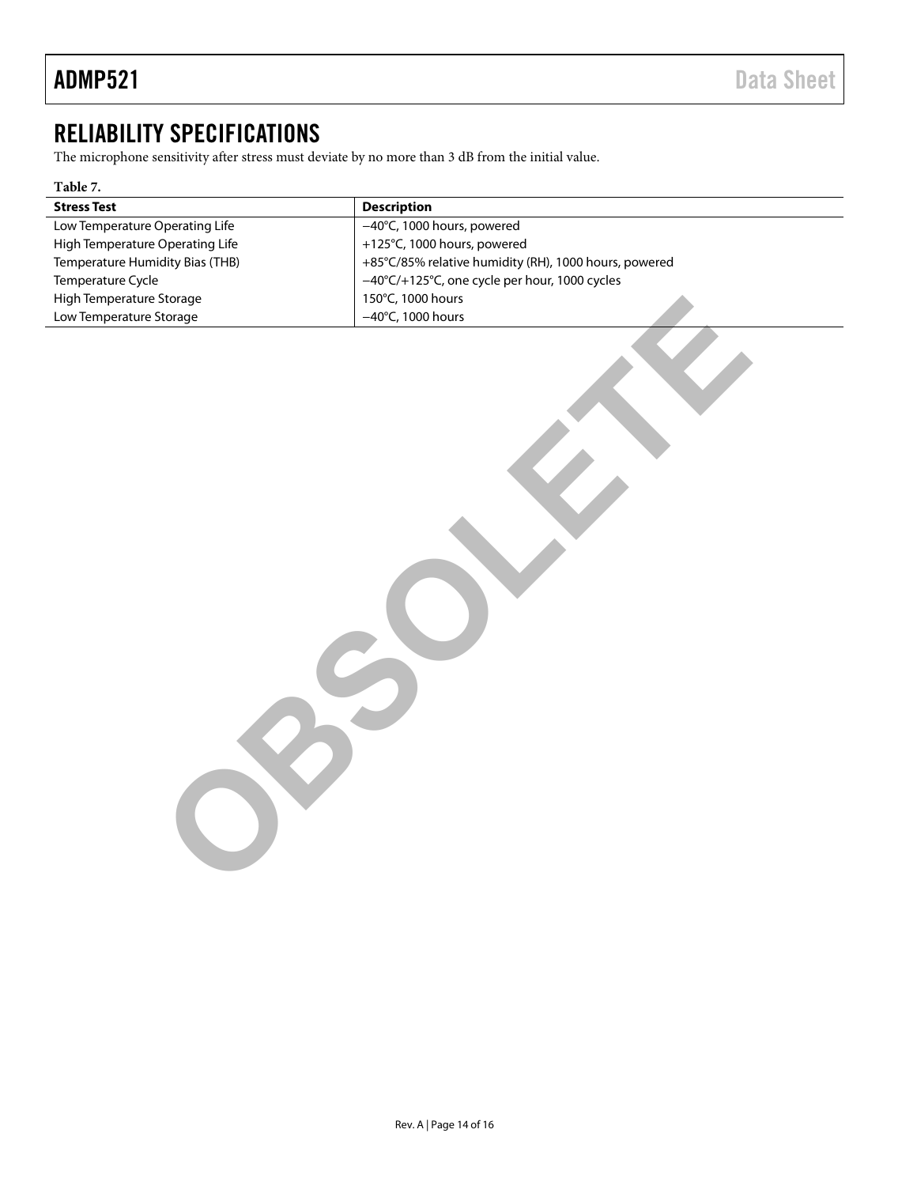## RELIABILITY SPECIFICATIONS

The microphone sensitivity after stress must deviate by no more than 3 dB from the initial value.

**Table 7.**

| Stress Test | Description |
|---|---|
| Low Temperature Operating Life | −40°C, 1000 hours, powered |
| High Temperature Operating Life | +125°C, 1000 hours, powered |
| Temperature Humidity Bias (THB) | +85°C/85% relative humidity (RH), 1000 hours, powered |
| Temperature Cycle | −40°C/+125°C, one cycle per hour, 1000 cycles |
| High Temperature Storage | 150°C, 1000 hours |
| Low Temperature Storage | −40°C, 1000 hours |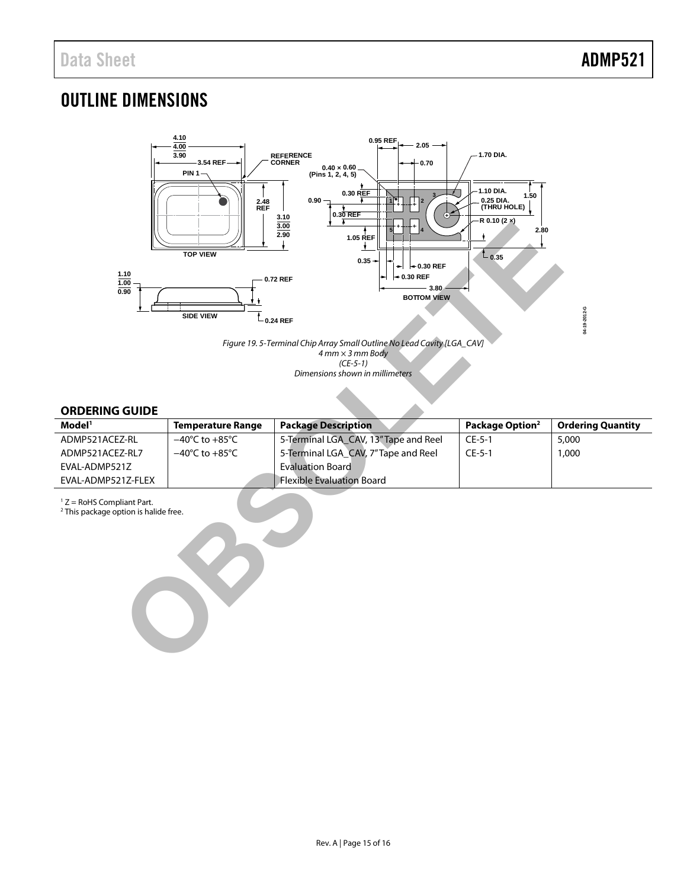# OUTLINE DIMENSIONS

Figure 19. 5-Terminal Chip Array Small Outline No Lead Cavity [LGA_CAV]
4 mm × 3 mm Body
(CE-5-1)
Dimensions shown in millimeters

## ORDERING GUIDE

| Model[1] | Temperature Range | Package Description | Package Option[2] | Ordering Quantity |
|---|---|---|---|---|
| ADMP521ACEZ-RL | −40°C to +85°C | 5-Terminal LGA_CAV, 13" Tape and Reel | CE-5-1 | 5,000 |
| ADMP521ACEZ-RL7 | −40°C to +85°C | 5-Terminal LGA_CAV, 7" Tape and Reel | CE-5-1 | 1,000 |
| EVAL-ADMP521Z | | Evaluation Board | | |
| EVAL-ADMP521Z-FLEX | | Flexible Evaluation Board | | |

[1] Z = RoHS Compliant Part.
[2] This package option is halide free.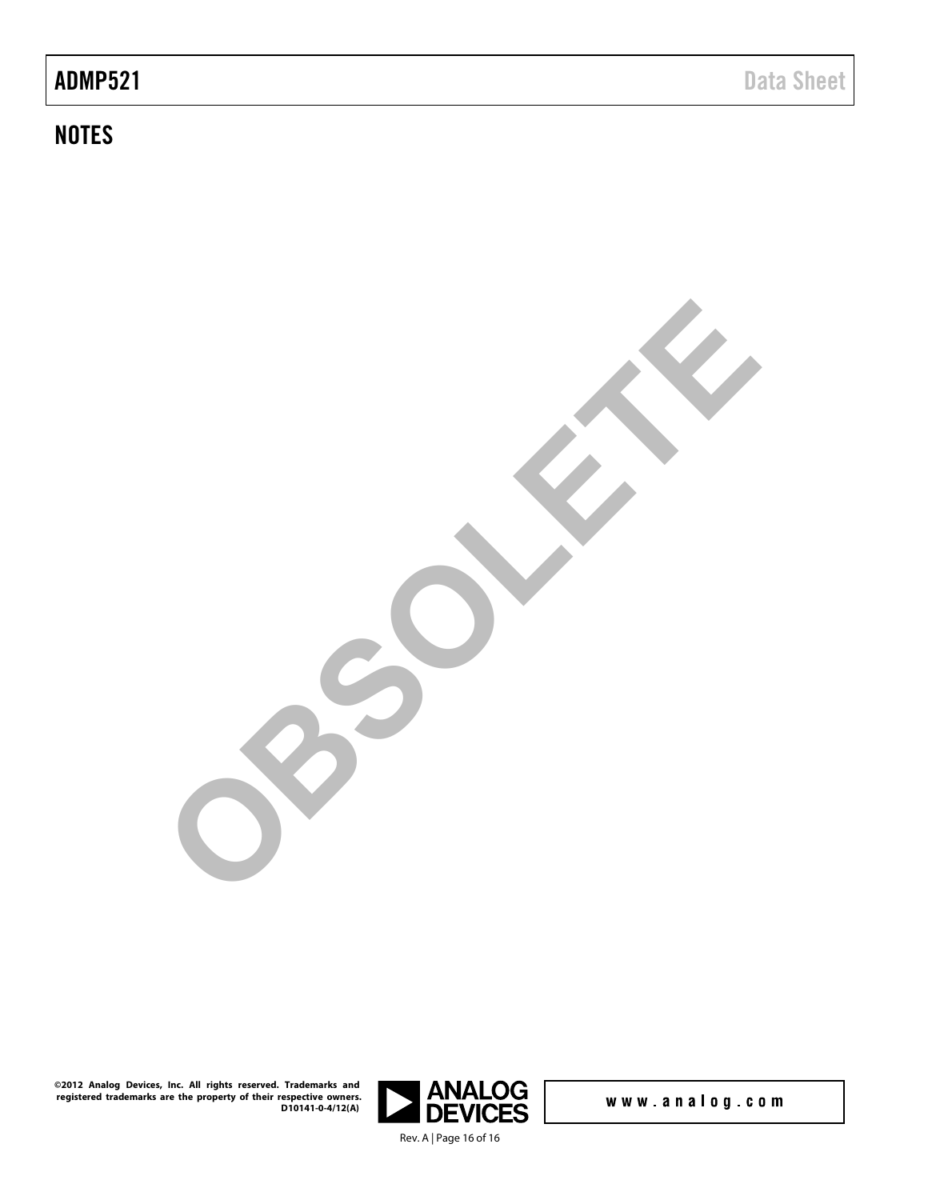## NOTES

OBSOLETE

©2012 Analog Devices, Inc. All rights reserved. Trademarks and registered trademarks are the property of their respective owners.
D10141-0-4/12(A)

www.analog.com